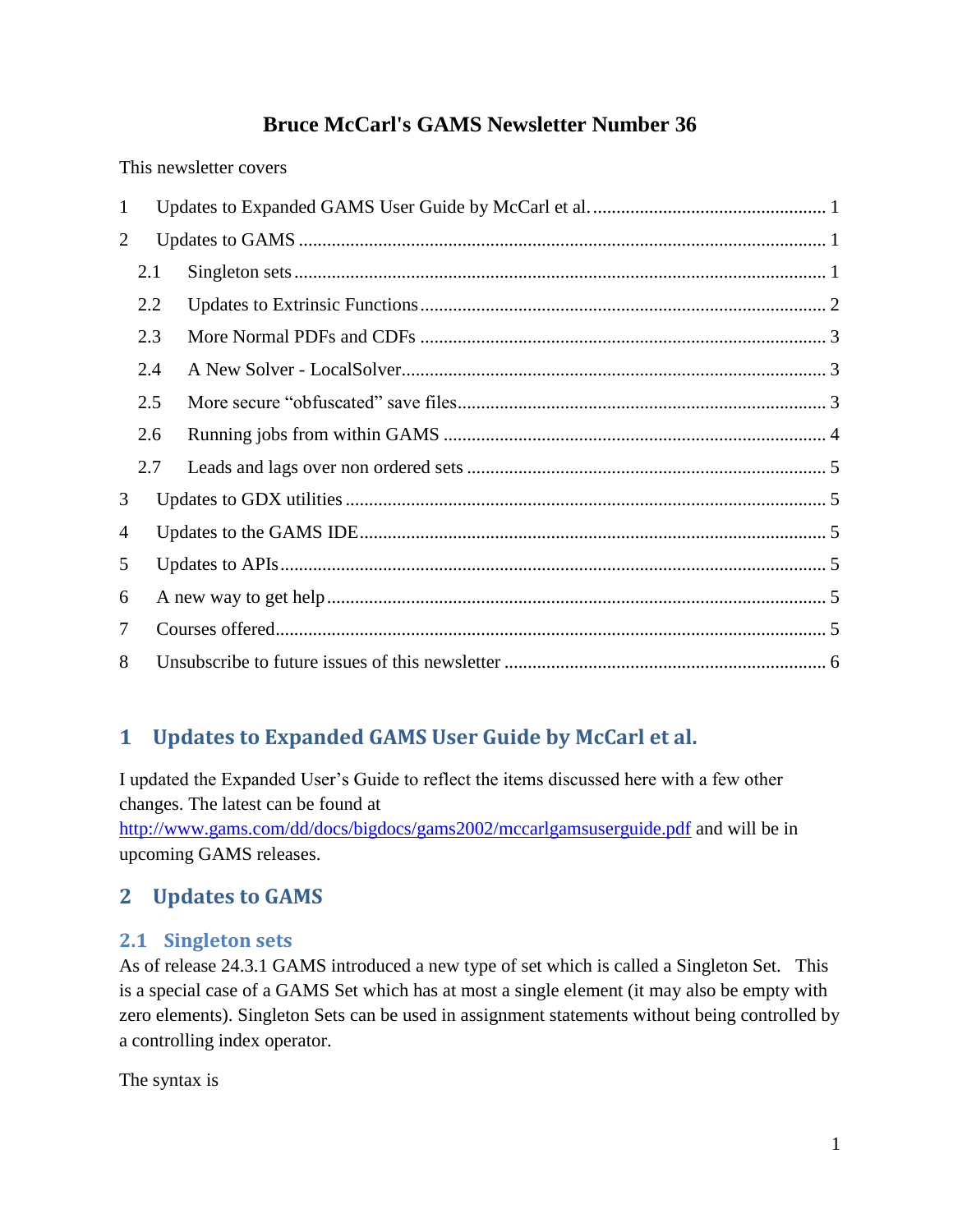# Bruce McCarl's GAMS Newsletter Number 36

This newsletter covers

1 Updates to Expanded GAMS User Guide by McCarl et al. ..... 1
2 Updates to GAMS ..... 1
  2.1 Singleton sets ..... 1
  2.2 Updates to Extrinsic Functions ..... 2
  2.3 More Normal PDFs and CDFs ..... 3
  2.4 A New Solver - LocalSolver ..... 3
  2.5 More secure “obfuscated” save files ..... 3
  2.6 Running jobs from within GAMS ..... 4
  2.7 Leads and lags over non ordered sets ..... 5
3 Updates to GDX utilities ..... 5
4 Updates to the GAMS IDE ..... 5
5 Updates to APIs ..... 5
6 A new way to get help ..... 5
7 Courses offered ..... 5
8 Unsubscribe to future issues of this newsletter ..... 6

## 1 Updates to Expanded GAMS User Guide by McCarl et al.

I updated the Expanded User's Guide to reflect the items discussed here with a few other changes. The latest can be found at http://www.gams.com/dd/docs/bigdocs/gams2002/mccarlgamsuserguide.pdf and will be in upcoming GAMS releases.

## 2 Updates to GAMS

### 2.1 Singleton sets

As of release 24.3.1 GAMS introduced a new type of set which is called a Singleton Set. This is a special case of a GAMS Set which has at most a single element (it may also be empty with zero elements). Singleton Sets can be used in assignment statements without being controlled by a controlling index operator.

The syntax is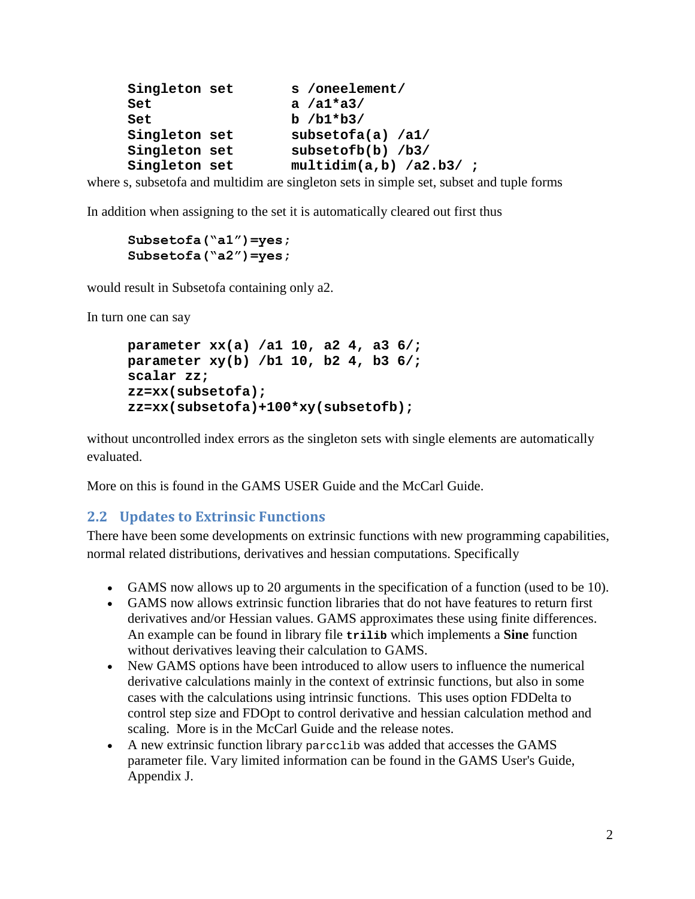```
Singleton set       s /oneelement/
Set                 a /a1*a3/
Set                 b /b1*b3/
Singleton set       subsetofa(a) /a1/
Singleton set       subsetofb(b) /b3/
Singleton set       multidim(a,b) /a2.b3/ ;
```

where s, subsetofa and multidim are singleton sets in simple set, subset and tuple forms

In addition when assigning to the set it is automatically cleared out first thus

```
Subsetofa("a1")=yes;
Subsetofa("a2")=yes;
```

would result in Subsetofa containing only a2.

In turn one can say

```
parameter xx(a) /a1 10, a2 4, a3 6/;
parameter xy(b) /b1 10, b2 4, b3 6/;
scalar zz;
zz=xx(subsetofa);
zz=xx(subsetofa)+100*xy(subsetofb);
```

without uncontrolled index errors as the singleton sets with single elements are automatically evaluated.

More on this is found in the GAMS USER Guide and the McCarl Guide.

## 2.2 Updates to Extrinsic Functions

There have been some developments on extrinsic functions with new programming capabilities, normal related distributions, derivatives and hessian computations. Specifically

- GAMS now allows up to 20 arguments in the specification of a function (used to be 10).
- GAMS now allows extrinsic function libraries that do not have features to return first derivatives and/or Hessian values. GAMS approximates these using finite differences. An example can be found in library file **`trilib`** which implements a **Sine** function without derivatives leaving their calculation to GAMS.
- New GAMS options have been introduced to allow users to influence the numerical derivative calculations mainly in the context of extrinsic functions, but also in some cases with the calculations using intrinsic functions. This uses option FDDelta to control step size and FDOpt to control derivative and hessian calculation method and scaling. More is in the McCarl Guide and the release notes.
- A new extrinsic function library `parcclib` was added that accesses the GAMS parameter file. Vary limited information can be found in the GAMS User's Guide, Appendix J.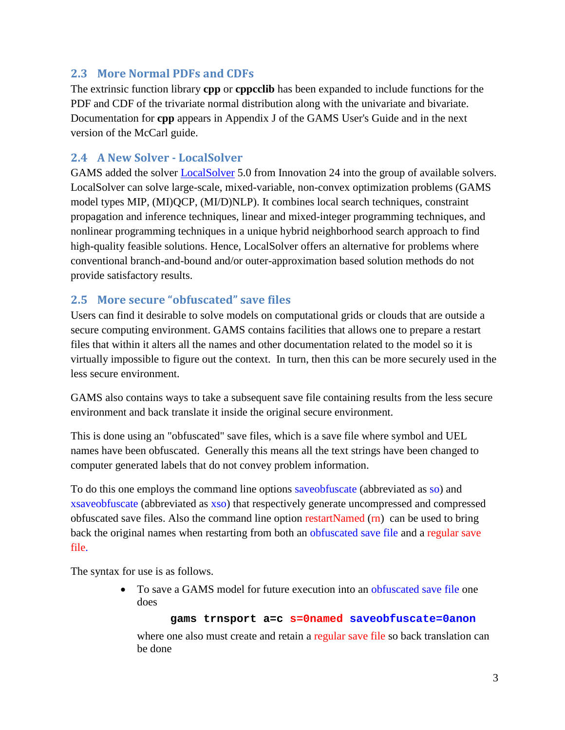## 2.3 More Normal PDFs and CDFs

The extrinsic function library **cpp** or **cppcclib** has been expanded to include functions for the PDF and CDF of the trivariate normal distribution along with the univariate and bivariate. Documentation for **cpp** appears in Appendix J of the GAMS User's Guide and in the next version of the McCarl guide.

## 2.4 A New Solver - LocalSolver

GAMS added the solver LocalSolver 5.0 from Innovation 24 into the group of available solvers. LocalSolver can solve large-scale, mixed-variable, non-convex optimization problems (GAMS model types MIP, (MI)QCP, (MI/D)NLP). It combines local search techniques, constraint propagation and inference techniques, linear and mixed-integer programming techniques, and nonlinear programming techniques in a unique hybrid neighborhood search approach to find high-quality feasible solutions. Hence, LocalSolver offers an alternative for problems where conventional branch-and-bound and/or outer-approximation based solution methods do not provide satisfactory results.

## 2.5 More secure "obfuscated" save files

Users can find it desirable to solve models on computational grids or clouds that are outside a secure computing environment. GAMS contains facilities that allows one to prepare a restart files that within it alters all the names and other documentation related to the model so it is virtually impossible to figure out the context. In turn, then this can be more securely used in the less secure environment.

GAMS also contains ways to take a subsequent save file containing results from the less secure environment and back translate it inside the original secure environment.

This is done using an "obfuscated" save files, which is a save file where symbol and UEL names have been obfuscated. Generally this means all the text strings have been changed to computer generated labels that do not convey problem information.

To do this one employs the command line options saveobfuscate (abbreviated as so) and xsaveobfuscate (abbreviated as xso) that respectively generate uncompressed and compressed obfuscated save files. Also the command line option restartNamed (rn) can be used to bring back the original names when restarting from both an obfuscated save file and a regular save file.

The syntax for use is as follows.

- To save a GAMS model for future execution into an obfuscated save file one does

  ```
  gams trnsport a=c s=0named saveobfuscate=0anon
  ```

  where one also must create and retain a regular save file so back translation can be done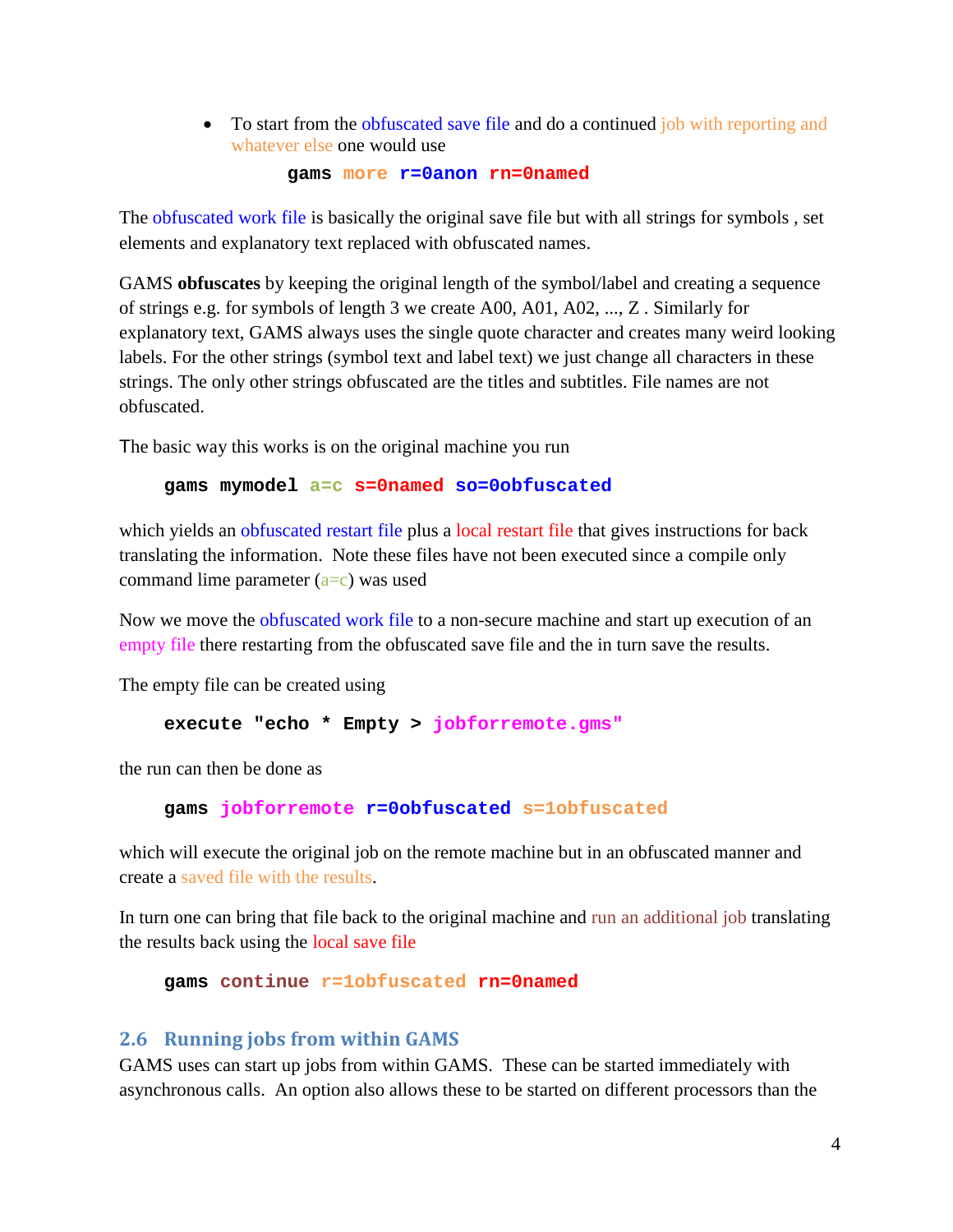- To start from the obfuscated save file and do a continued job with reporting and whatever else one would use

  ```
  gams more r=0anon rn=0named
  ```

The obfuscated work file is basically the original save file but with all strings for symbols , set elements and explanatory text replaced with obfuscated names.

GAMS **obfuscates** by keeping the original length of the symbol/label and creating a sequence of strings e.g. for symbols of length 3 we create A00, A01, A02, ..., Z . Similarly for explanatory text, GAMS always uses the single quote character and creates many weird looking labels. For the other strings (symbol text and label text) we just change all characters in these strings. The only other strings obfuscated are the titles and subtitles. File names are not obfuscated.

The basic way this works is on the original machine you run

```
gams mymodel a=c s=0named so=0obfuscated
```

which yields an obfuscated restart file plus a local restart file that gives instructions for back translating the information. Note these files have not been executed since a compile only command lime parameter (a=c) was used

Now we move the obfuscated work file to a non-secure machine and start up execution of an empty file there restarting from the obfuscated save file and the in turn save the results.

The empty file can be created using

```
execute "echo * Empty > jobforremote.gms"
```

the run can then be done as

```
gams jobforremote r=0obfuscated s=1obfuscated
```

which will execute the original job on the remote machine but in an obfuscated manner and create a saved file with the results.

In turn one can bring that file back to the original machine and run an additional job translating the results back using the local save file

```
gams continue r=1obfuscated rn=0named
```

## 2.6 Running jobs from within GAMS

GAMS uses can start up jobs from within GAMS. These can be started immediately with asynchronous calls. An option also allows these to be started on different processors than the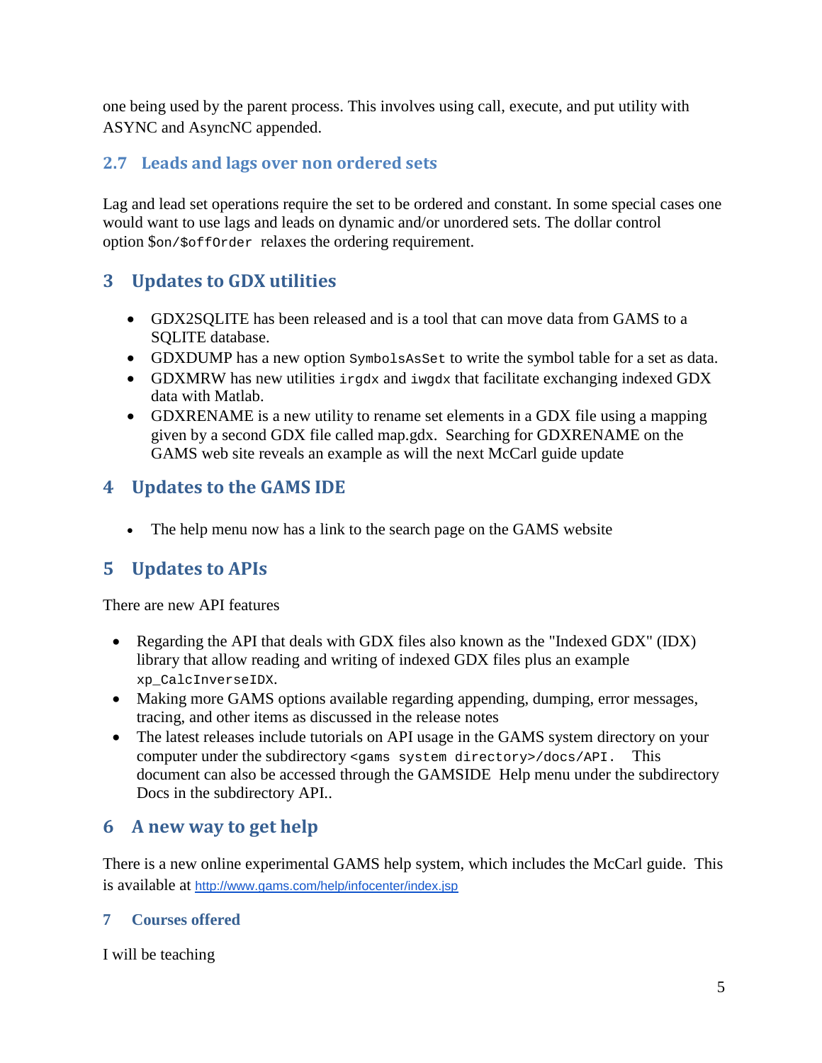one being used by the parent process. This involves using call, execute, and put utility with ASYNC and AsyncNC appended.

### 2.7 Leads and lags over non ordered sets

Lag and lead set operations require the set to be ordered and constant. In some special cases one would want to use lags and leads on dynamic and/or unordered sets. The dollar control option `$on/$offOrder` relaxes the ordering requirement.

## 3 Updates to GDX utilities

- GDX2SQLITE has been released and is a tool that can move data from GAMS to a SQLITE database.
- GDXDUMP has a new option `SymbolsAsSet` to write the symbol table for a set as data.
- GDXMRW has new utilities `irgdx` and `iwgdx` that facilitate exchanging indexed GDX data with Matlab.
- GDXRENAME is a new utility to rename set elements in a GDX file using a mapping given by a second GDX file called map.gdx. Searching for GDXRENAME on the GAMS web site reveals an example as will the next McCarl guide update

## 4 Updates to the GAMS IDE

- The help menu now has a link to the search page on the GAMS website

## 5 Updates to APIs

There are new API features

- Regarding the API that deals with GDX files also known as the "Indexed GDX" (IDX) library that allow reading and writing of indexed GDX files plus an example `xp_CalcInverseIDX`.
- Making more GAMS options available regarding appending, dumping, error messages, tracing, and other items as discussed in the release notes
- The latest releases include tutorials on API usage in the GAMS system directory on your computer under the subdirectory `<gams system directory>/docs/API.` This document can also be accessed through the GAMSIDE Help menu under the subdirectory Docs in the subdirectory API..

## 6 A new way to get help

There is a new online experimental GAMS help system, which includes the McCarl guide. This is available at http://www.gams.com/help/infocenter/index.jsp

### 7 Courses offered

I will be teaching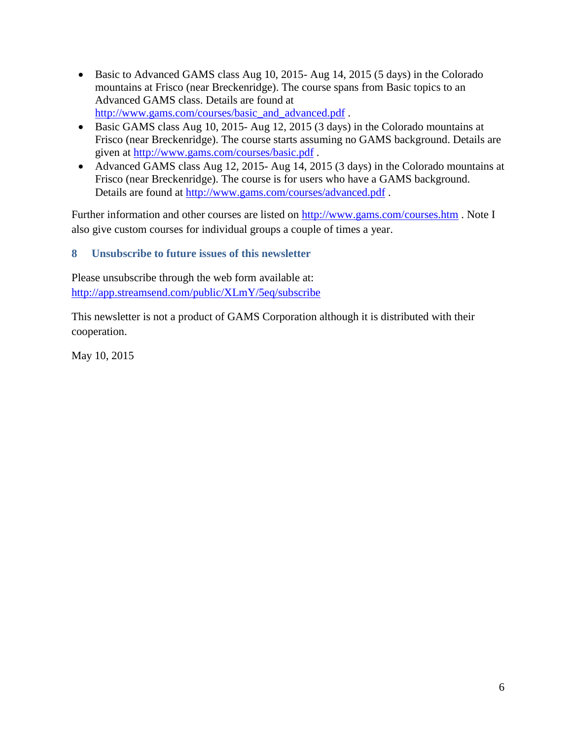- Basic to Advanced GAMS class Aug 10, 2015- Aug 14, 2015 (5 days) in the Colorado mountains at Frisco (near Breckenridge). The course spans from Basic topics to an Advanced GAMS class. Details are found at http://www.gams.com/courses/basic_and_advanced.pdf .
- Basic GAMS class Aug 10, 2015- Aug 12, 2015 (3 days) in the Colorado mountains at Frisco (near Breckenridge). The course starts assuming no GAMS background. Details are given at http://www.gams.com/courses/basic.pdf .
- Advanced GAMS class Aug 12, 2015- Aug 14, 2015 (3 days) in the Colorado mountains at Frisco (near Breckenridge). The course is for users who have a GAMS background. Details are found at http://www.gams.com/courses/advanced.pdf .

Further information and other courses are listed on http://www.gams.com/courses.htm . Note I also give custom courses for individual groups a couple of times a year.

## 8 Unsubscribe to future issues of this newsletter

Please unsubscribe through the web form available at:
http://app.streamsend.com/public/XLmY/5eq/subscribe

This newsletter is not a product of GAMS Corporation although it is distributed with their cooperation.

May 10, 2015